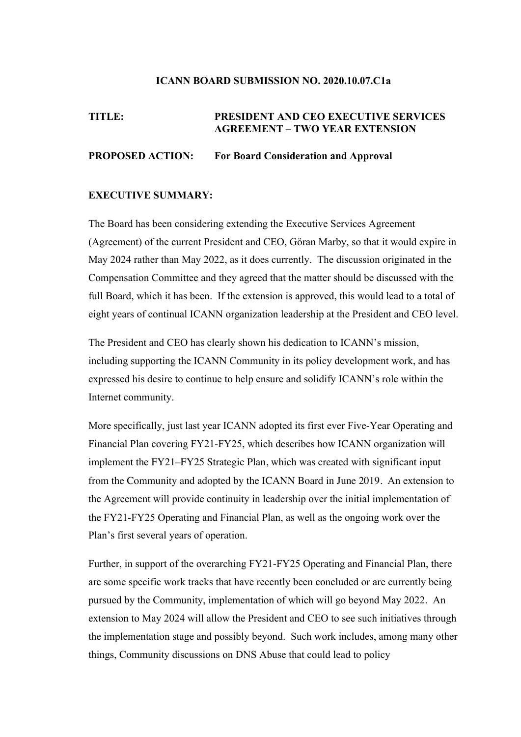**ICANN BOARD SUBMISSION NO. 2020.10.07.C1a**

**TITLE:** **PRESIDENT AND CEO EXECUTIVE SERVICES AGREEMENT – TWO YEAR EXTENSION**

**PROPOSED ACTION:** **For Board Consideration and Approval**

**EXECUTIVE SUMMARY:**

The Board has been considering extending the Executive Services Agreement (Agreement) of the current President and CEO, Göran Marby, so that it would expire in May 2024 rather than May 2022, as it does currently. The discussion originated in the Compensation Committee and they agreed that the matter should be discussed with the full Board, which it has been. If the extension is approved, this would lead to a total of eight years of continual ICANN organization leadership at the President and CEO level.

The President and CEO has clearly shown his dedication to ICANN's mission, including supporting the ICANN Community in its policy development work, and has expressed his desire to continue to help ensure and solidify ICANN's role within the Internet community.

More specifically, just last year ICANN adopted its first ever Five-Year Operating and Financial Plan covering FY21-FY25, which describes how ICANN organization will implement the FY21–FY25 Strategic Plan, which was created with significant input from the Community and adopted by the ICANN Board in June 2019. An extension to the Agreement will provide continuity in leadership over the initial implementation of the FY21-FY25 Operating and Financial Plan, as well as the ongoing work over the Plan's first several years of operation.

Further, in support of the overarching FY21-FY25 Operating and Financial Plan, there are some specific work tracks that have recently been concluded or are currently being pursued by the Community, implementation of which will go beyond May 2022. An extension to May 2024 will allow the President and CEO to see such initiatives through the implementation stage and possibly beyond. Such work includes, among many other things, Community discussions on DNS Abuse that could lead to policy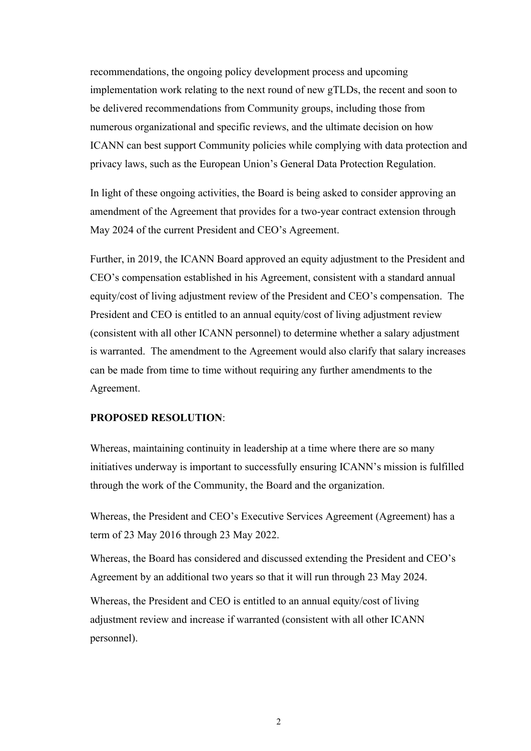recommendations, the ongoing policy development process and upcoming implementation work relating to the next round of new gTLDs, the recent and soon to be delivered recommendations from Community groups, including those from numerous organizational and specific reviews, and the ultimate decision on how ICANN can best support Community policies while complying with data protection and privacy laws, such as the European Union's General Data Protection Regulation.

In light of these ongoing activities, the Board is being asked to consider approving an amendment of the Agreement that provides for a two-year contract extension through May 2024 of the current President and CEO's Agreement.

Further, in 2019, the ICANN Board approved an equity adjustment to the President and CEO's compensation established in his Agreement, consistent with a standard annual equity/cost of living adjustment review of the President and CEO's compensation. The President and CEO is entitled to an annual equity/cost of living adjustment review (consistent with all other ICANN personnel) to determine whether a salary adjustment is warranted. The amendment to the Agreement would also clarify that salary increases can be made from time to time without requiring any further amendments to the Agreement.

**PROPOSED RESOLUTION**:

Whereas, maintaining continuity in leadership at a time where there are so many initiatives underway is important to successfully ensuring ICANN's mission is fulfilled through the work of the Community, the Board and the organization.

Whereas, the President and CEO's Executive Services Agreement (Agreement) has a term of 23 May 2016 through 23 May 2022.

Whereas, the Board has considered and discussed extending the President and CEO's Agreement by an additional two years so that it will run through 23 May 2024.

Whereas, the President and CEO is entitled to an annual equity/cost of living adjustment review and increase if warranted (consistent with all other ICANN personnel).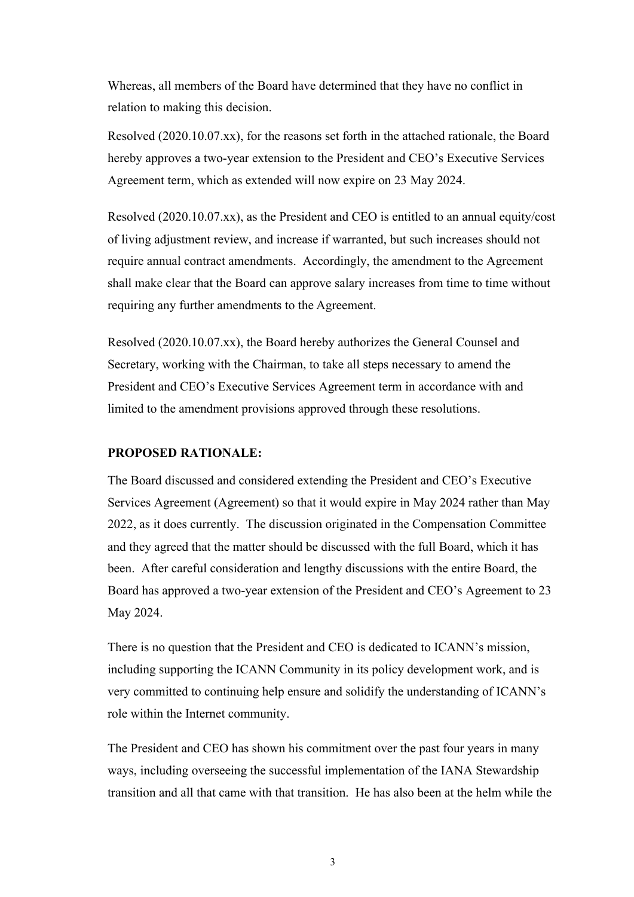Whereas, all members of the Board have determined that they have no conflict in relation to making this decision.

Resolved (2020.10.07.xx), for the reasons set forth in the attached rationale, the Board hereby approves a two-year extension to the President and CEO's Executive Services Agreement term, which as extended will now expire on 23 May 2024.

Resolved (2020.10.07.xx), as the President and CEO is entitled to an annual equity/cost of living adjustment review, and increase if warranted, but such increases should not require annual contract amendments. Accordingly, the amendment to the Agreement shall make clear that the Board can approve salary increases from time to time without requiring any further amendments to the Agreement.

Resolved (2020.10.07.xx), the Board hereby authorizes the General Counsel and Secretary, working with the Chairman, to take all steps necessary to amend the President and CEO's Executive Services Agreement term in accordance with and limited to the amendment provisions approved through these resolutions.

**PROPOSED RATIONALE:**

The Board discussed and considered extending the President and CEO's Executive Services Agreement (Agreement) so that it would expire in May 2024 rather than May 2022, as it does currently. The discussion originated in the Compensation Committee and they agreed that the matter should be discussed with the full Board, which it has been. After careful consideration and lengthy discussions with the entire Board, the Board has approved a two-year extension of the President and CEO's Agreement to 23 May 2024.

There is no question that the President and CEO is dedicated to ICANN's mission, including supporting the ICANN Community in its policy development work, and is very committed to continuing help ensure and solidify the understanding of ICANN's role within the Internet community.

The President and CEO has shown his commitment over the past four years in many ways, including overseeing the successful implementation of the IANA Stewardship transition and all that came with that transition. He has also been at the helm while the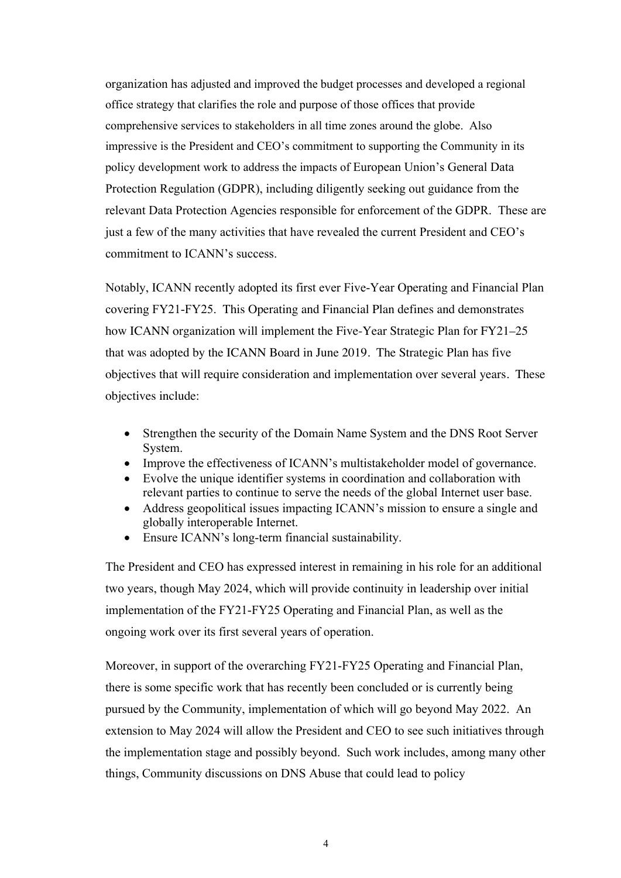organization has adjusted and improved the budget processes and developed a regional office strategy that clarifies the role and purpose of those offices that provide comprehensive services to stakeholders in all time zones around the globe. Also impressive is the President and CEO's commitment to supporting the Community in its policy development work to address the impacts of European Union's General Data Protection Regulation (GDPR), including diligently seeking out guidance from the relevant Data Protection Agencies responsible for enforcement of the GDPR. These are just a few of the many activities that have revealed the current President and CEO's commitment to ICANN's success.

Notably, ICANN recently adopted its first ever Five-Year Operating and Financial Plan covering FY21-FY25. This Operating and Financial Plan defines and demonstrates how ICANN organization will implement the Five-Year Strategic Plan for FY21–25 that was adopted by the ICANN Board in June 2019. The Strategic Plan has five objectives that will require consideration and implementation over several years. These objectives include:

- Strengthen the security of the Domain Name System and the DNS Root Server System.
- Improve the effectiveness of ICANN's multistakeholder model of governance.
- Evolve the unique identifier systems in coordination and collaboration with relevant parties to continue to serve the needs of the global Internet user base.
- Address geopolitical issues impacting ICANN's mission to ensure a single and globally interoperable Internet.
- Ensure ICANN's long-term financial sustainability.

The President and CEO has expressed interest in remaining in his role for an additional two years, though May 2024, which will provide continuity in leadership over initial implementation of the FY21-FY25 Operating and Financial Plan, as well as the ongoing work over its first several years of operation.

Moreover, in support of the overarching FY21-FY25 Operating and Financial Plan, there is some specific work that has recently been concluded or is currently being pursued by the Community, implementation of which will go beyond May 2022. An extension to May 2024 will allow the President and CEO to see such initiatives through the implementation stage and possibly beyond. Such work includes, among many other things, Community discussions on DNS Abuse that could lead to policy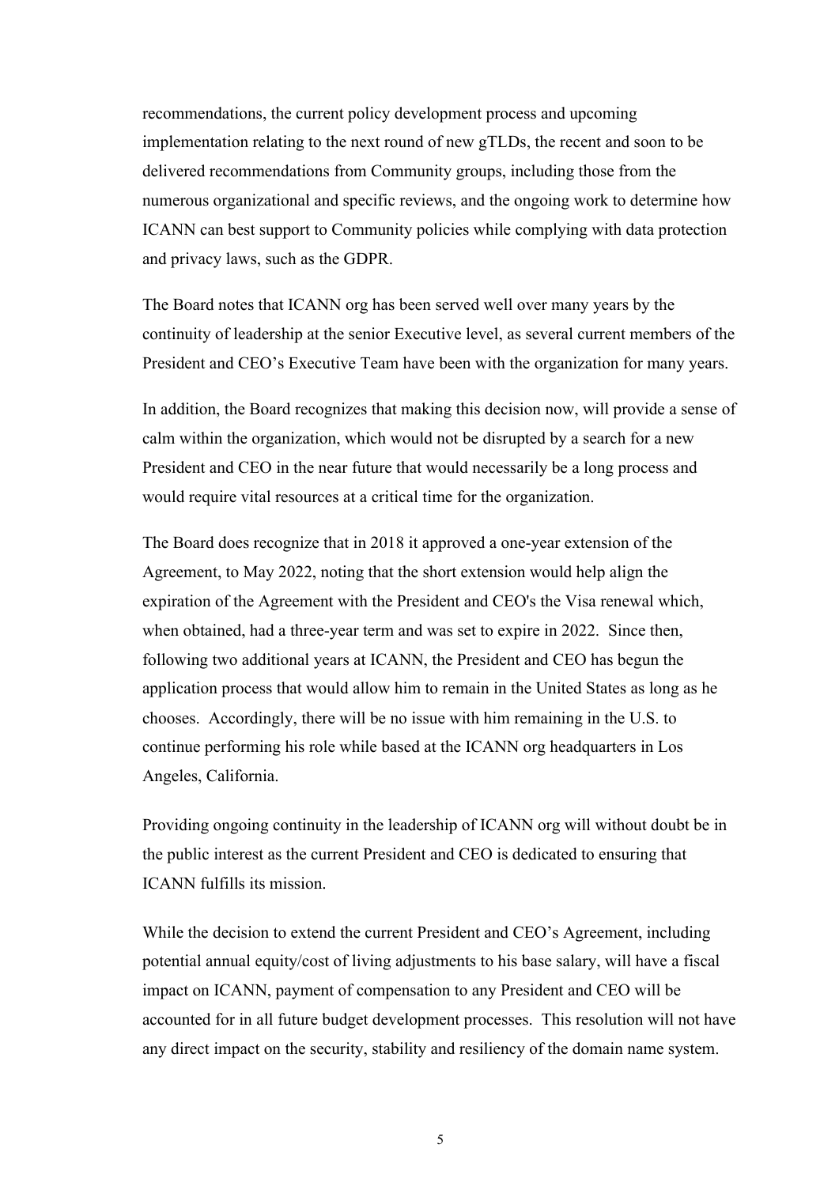recommendations, the current policy development process and upcoming implementation relating to the next round of new gTLDs, the recent and soon to be delivered recommendations from Community groups, including those from the numerous organizational and specific reviews, and the ongoing work to determine how ICANN can best support to Community policies while complying with data protection and privacy laws, such as the GDPR.

The Board notes that ICANN org has been served well over many years by the continuity of leadership at the senior Executive level, as several current members of the President and CEO's Executive Team have been with the organization for many years.

In addition, the Board recognizes that making this decision now, will provide a sense of calm within the organization, which would not be disrupted by a search for a new President and CEO in the near future that would necessarily be a long process and would require vital resources at a critical time for the organization.

The Board does recognize that in 2018 it approved a one-year extension of the Agreement, to May 2022, noting that the short extension would help align the expiration of the Agreement with the President and CEO's the Visa renewal which, when obtained, had a three-year term and was set to expire in 2022. Since then, following two additional years at ICANN, the President and CEO has begun the application process that would allow him to remain in the United States as long as he chooses. Accordingly, there will be no issue with him remaining in the U.S. to continue performing his role while based at the ICANN org headquarters in Los Angeles, California.

Providing ongoing continuity in the leadership of ICANN org will without doubt be in the public interest as the current President and CEO is dedicated to ensuring that ICANN fulfills its mission.

While the decision to extend the current President and CEO's Agreement, including potential annual equity/cost of living adjustments to his base salary, will have a fiscal impact on ICANN, payment of compensation to any President and CEO will be accounted for in all future budget development processes. This resolution will not have any direct impact on the security, stability and resiliency of the domain name system.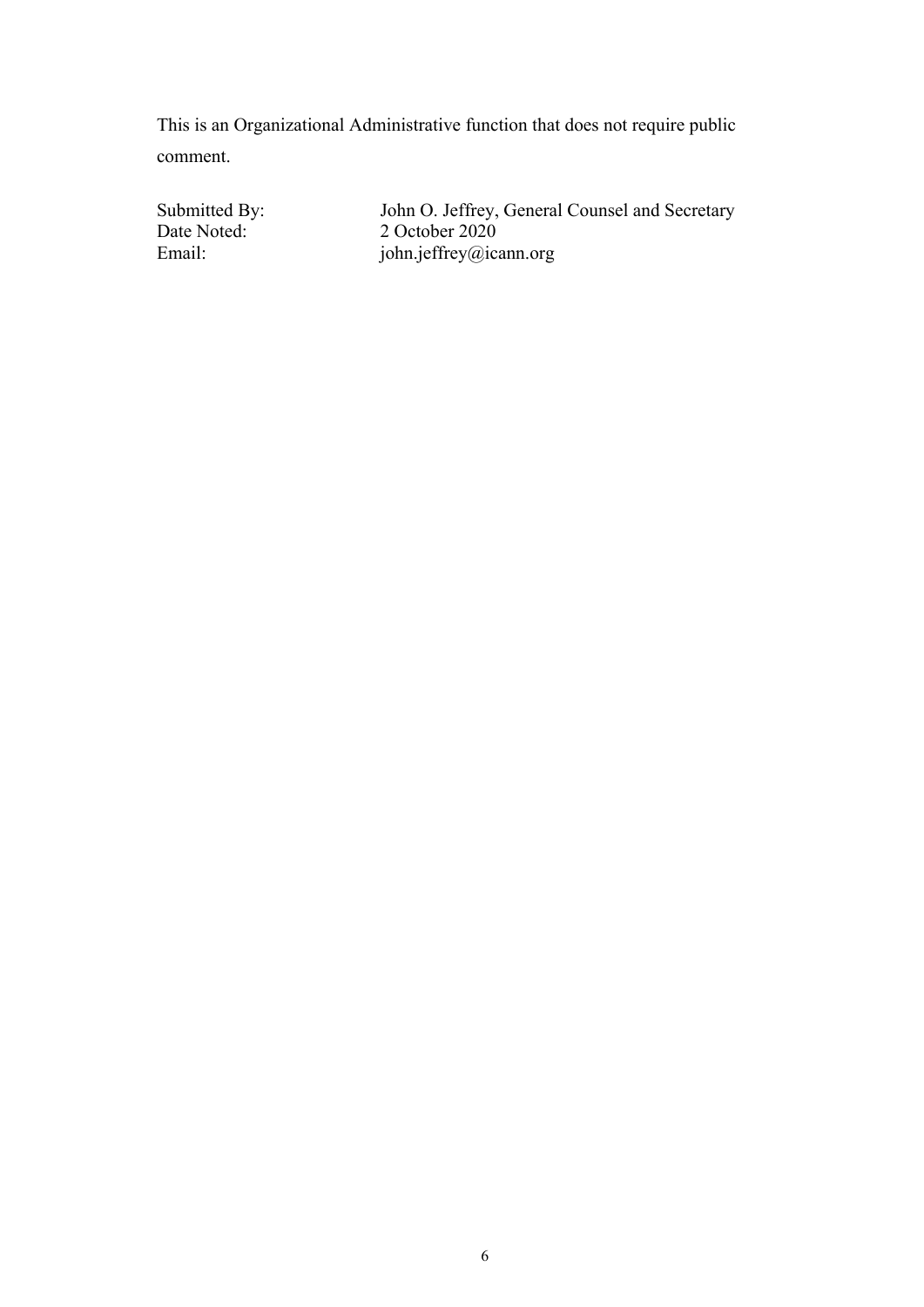This is an Organizational Administrative function that does not require public comment.

| | |
|---|---|
| Submitted By: | John O. Jeffrey, General Counsel and Secretary |
| Date Noted: | 2 October 2020 |
| Email: | john.jeffrey@icann.org |